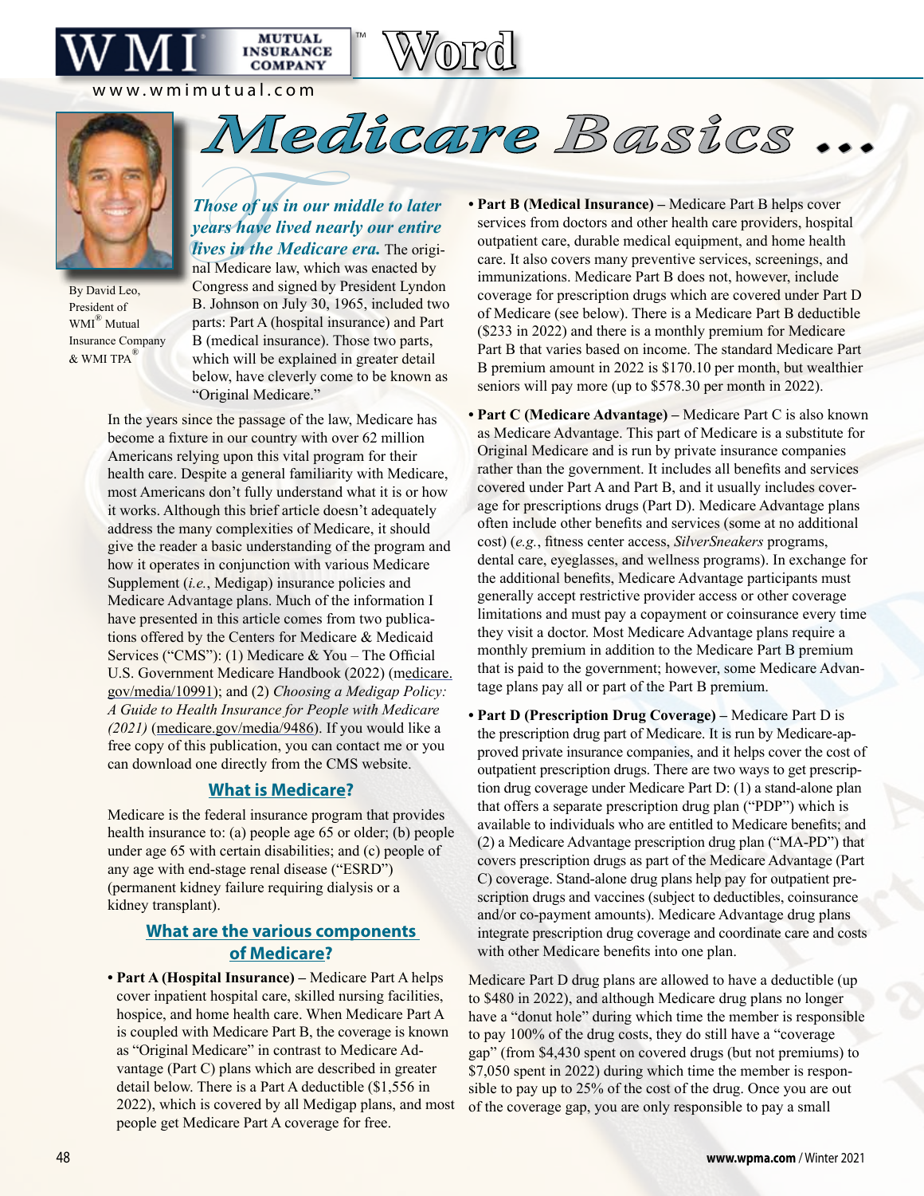# Medicare Basics ...

By David Leo, President of WMI® Mutual Insurance Company & WMI TPA®

***Those of us in our middle to later years have lived nearly our entire lives in the Medicare era.*** The original Medicare law, which was enacted by Congress and signed by President Lyndon B. Johnson on July 30, 1965, included two parts: Part A (hospital insurance) and Part B (medical insurance). Those two parts, which will be explained in greater detail below, have cleverly come to be known as "Original Medicare."

In the years since the passage of the law, Medicare has become a fixture in our country with over 62 million Americans relying upon this vital program for their health care. Despite a general familiarity with Medicare, most Americans don't fully understand what it is or how it works. Although this brief article doesn't adequately address the many complexities of Medicare, it should give the reader a basic understanding of the program and how it operates in conjunction with various Medicare Supplement (*i.e.*, Medigap) insurance policies and Medicare Advantage plans. Much of the information I have presented in this article comes from two publications offered by the Centers for Medicare & Medicaid Services ("CMS"): (1) Medicare & You – The Official U.S. Government Medicare Handbook (2022) (medicare.gov/media/10991); and (2) *Choosing a Medigap Policy: A Guide to Health Insurance for People with Medicare (2021)* (medicare.gov/media/9486). If you would like a free copy of this publication, you can contact me or you can download one directly from the CMS website.

## What is Medicare?

Medicare is the federal insurance program that provides health insurance to: (a) people age 65 or older; (b) people under age 65 with certain disabilities; and (c) people of any age with end-stage renal disease ("ESRD") (permanent kidney failure requiring dialysis or a kidney transplant).

## What are the various components of Medicare?

- **Part A (Hospital Insurance) –** Medicare Part A helps cover inpatient hospital care, skilled nursing facilities, hospice, and home health care. When Medicare Part A is coupled with Medicare Part B, the coverage is known as "Original Medicare" in contrast to Medicare Advantage (Part C) plans which are described in greater detail below. There is a Part A deductible ($1,556 in 2022), which is covered by all Medigap plans, and most people get Medicare Part A coverage for free.
- **Part B (Medical Insurance) –** Medicare Part B helps cover services from doctors and other health care providers, hospital outpatient care, durable medical equipment, and home health care. It also covers many preventive services, screenings, and immunizations. Medicare Part B does not, however, include coverage for prescription drugs which are covered under Part D of Medicare (see below). There is a Medicare Part B deductible ($233 in 2022) and there is a monthly premium for Medicare Part B that varies based on income. The standard Medicare Part B premium amount in 2022 is $170.10 per month, but wealthier seniors will pay more (up to $578.30 per month in 2022).
- **Part C (Medicare Advantage) –** Medicare Part C is also known as Medicare Advantage. This part of Medicare is a substitute for Original Medicare and is run by private insurance companies rather than the government. It includes all benefits and services covered under Part A and Part B, and it usually includes coverage for prescriptions drugs (Part D). Medicare Advantage plans often include other benefits and services (some at no additional cost) (*e.g.*, fitness center access, *SilverSneakers* programs, dental care, eyeglasses, and wellness programs). In exchange for the additional benefits, Medicare Advantage participants must generally accept restrictive provider access or other coverage limitations and must pay a copayment or coinsurance every time they visit a doctor. Most Medicare Advantage plans require a monthly premium in addition to the Medicare Part B premium that is paid to the government; however, some Medicare Advantage plans pay all or part of the Part B premium.
- **Part D (Prescription Drug Coverage) –** Medicare Part D is the prescription drug part of Medicare. It is run by Medicare-approved private insurance companies, and it helps cover the cost of outpatient prescription drugs. There are two ways to get prescription drug coverage under Medicare Part D: (1) a stand-alone plan that offers a separate prescription drug plan ("PDP") which is available to individuals who are entitled to Medicare benefits; and (2) a Medicare Advantage prescription drug plan ("MA-PD") that covers prescription drugs as part of the Medicare Advantage (Part C) coverage. Stand-alone drug plans help pay for outpatient prescription drugs and vaccines (subject to deductibles, coinsurance and/or co-payment amounts). Medicare Advantage drug plans integrate prescription drug coverage and coordinate care and costs with other Medicare benefits into one plan.

Medicare Part D drug plans are allowed to have a deductible (up to $480 in 2022), and although Medicare drug plans no longer have a "donut hole" during which time the member is responsible to pay 100% of the drug costs, they do still have a "coverage gap" (from $4,430 spent on covered drugs (but not premiums) to $7,050 spent in 2022) during which time the member is responsible to pay up to 25% of the cost of the drug. Once you are out of the coverage gap, you are only responsible to pay a small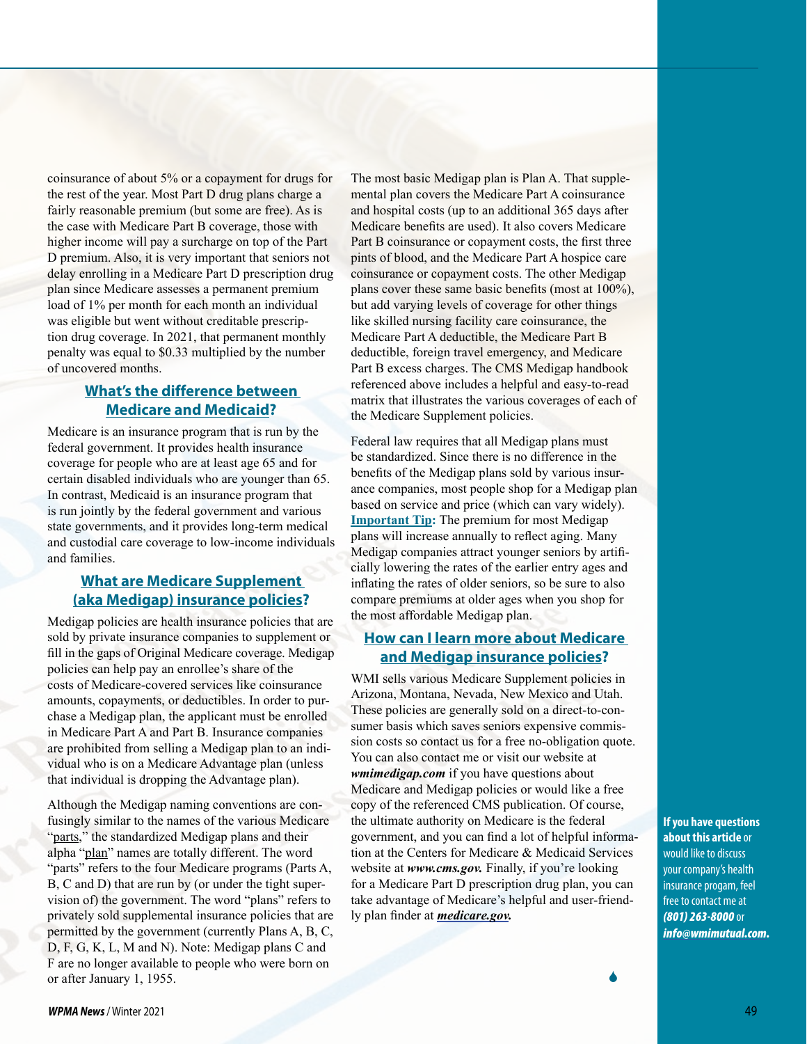coinsurance of about 5% or a copayment for drugs for the rest of the year. Most Part D drug plans charge a fairly reasonable premium (but some are free). As is the case with Medicare Part B coverage, those with higher income will pay a surcharge on top of the Part D premium. Also, it is very important that seniors not delay enrolling in a Medicare Part D prescription drug plan since Medicare assesses a permanent premium load of 1% per month for each month an individual was eligible but went without creditable prescription drug coverage. In 2021, that permanent monthly penalty was equal to $0.33 multiplied by the number of uncovered months.

## What's the difference between Medicare and Medicaid?

Medicare is an insurance program that is run by the federal government. It provides health insurance coverage for people who are at least age 65 and for certain disabled individuals who are younger than 65. In contrast, Medicaid is an insurance program that is run jointly by the federal government and various state governments, and it provides long-term medical and custodial care coverage to low-income individuals and families.

## What are Medicare Supplement (aka Medigap) insurance policies?

Medigap policies are health insurance policies that are sold by private insurance companies to supplement or fill in the gaps of Original Medicare coverage. Medigap policies can help pay an enrollee's share of the costs of Medicare-covered services like coinsurance amounts, copayments, or deductibles. In order to purchase a Medigap plan, the applicant must be enrolled in Medicare Part A and Part B. Insurance companies are prohibited from selling a Medigap plan to an individual who is on a Medicare Advantage plan (unless that individual is dropping the Advantage plan).

Although the Medigap naming conventions are confusingly similar to the names of the various Medicare "parts," the standardized Medigap plans and their alpha "plan" names are totally different. The word "parts" refers to the four Medicare programs (Parts A, B, C and D) that are run by (or under the tight supervision of) the government. The word "plans" refers to privately sold supplemental insurance policies that are permitted by the government (currently Plans A, B, C, D, F, G, K, L, M and N). Note: Medigap plans C and F are no longer available to people who were born on or after January 1, 1955.

The most basic Medigap plan is Plan A. That supplemental plan covers the Medicare Part A coinsurance and hospital costs (up to an additional 365 days after Medicare benefits are used). It also covers Medicare Part B coinsurance or copayment costs, the first three pints of blood, and the Medicare Part A hospice care coinsurance or copayment costs. The other Medigap plans cover these same basic benefits (most at 100%), but add varying levels of coverage for other things like skilled nursing facility care coinsurance, the Medicare Part A deductible, the Medicare Part B deductible, foreign travel emergency, and Medicare Part B excess charges. The CMS Medigap handbook referenced above includes a helpful and easy-to-read matrix that illustrates the various coverages of each of the Medicare Supplement policies.

Federal law requires that all Medigap plans must be standardized. Since there is no difference in the benefits of the Medigap plans sold by various insurance companies, most people shop for a Medigap plan based on service and price (which can vary widely). **Important Tip:** The premium for most Medigap plans will increase annually to reflect aging. Many Medigap companies attract younger seniors by artificially lowering the rates of the earlier entry ages and inflating the rates of older seniors, so be sure to also compare premiums at older ages when you shop for the most affordable Medigap plan.

## How can I learn more about Medicare and Medigap insurance policies?

WMI sells various Medicare Supplement policies in Arizona, Montana, Nevada, New Mexico and Utah. These policies are generally sold on a direct-to-consumer basis which saves seniors expensive commission costs so contact us for a free no-obligation quote. You can also contact me or visit our website at ***wmimedigap.com*** if you have questions about Medicare and Medigap policies or would like a free copy of the referenced CMS publication. Of course, the ultimate authority on Medicare is the federal government, and you can find a lot of helpful information at the Centers for Medicare & Medicaid Services website at ***www.cms.gov.*** Finally, if you're looking for a Medicare Part D prescription drug plan, you can take advantage of Medicare's helpful and user-friendly plan finder at ***medicare.gov.***

**If you have questions about this article** or would like to discuss your company's health insurance progam, feel free to contact me at ***(801) 263-8000*** or ***info@wmimutual.com.***